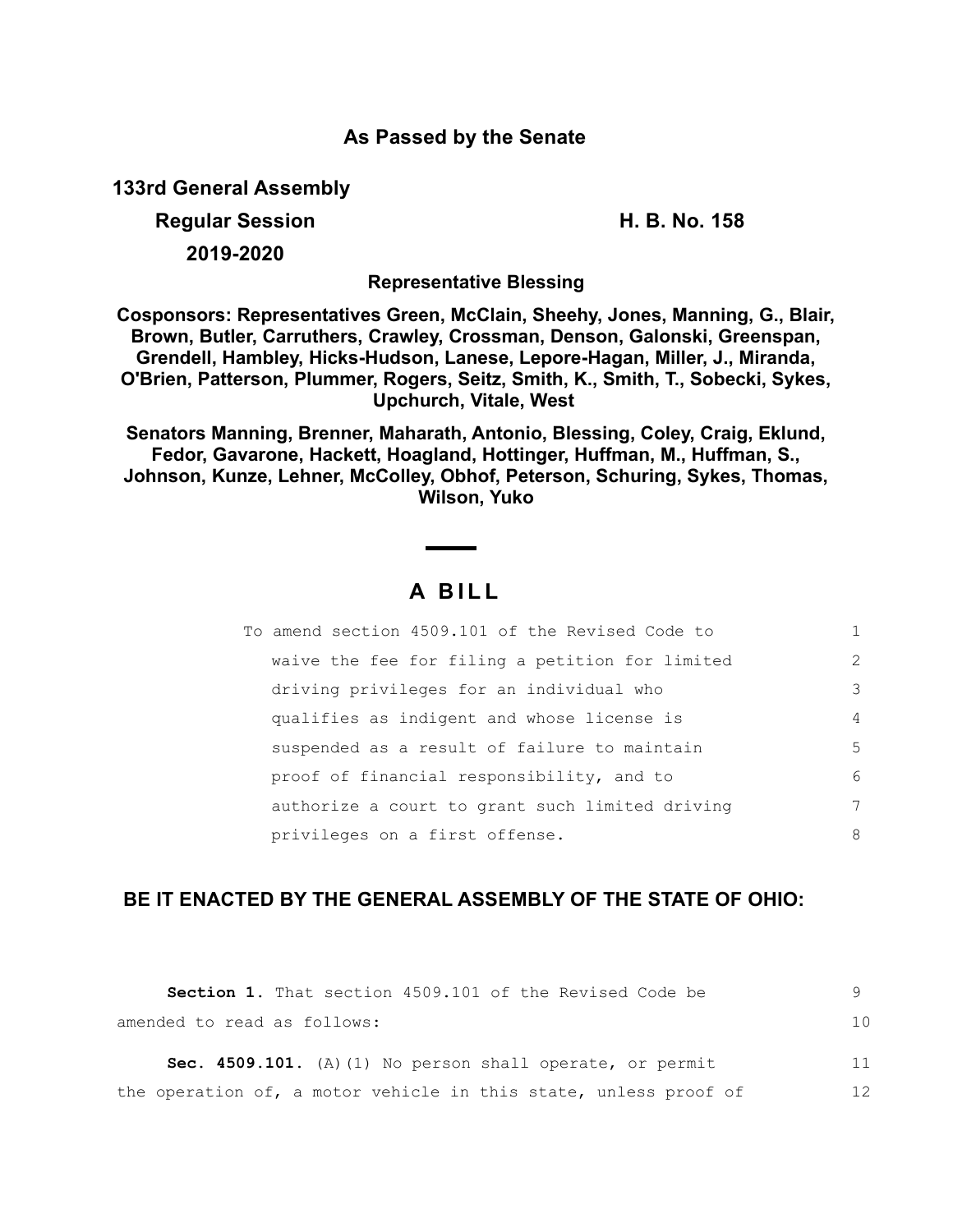## As Passed by the Senate

**133rd General Assembly**

**Regular Session** **H. B. No. 158**

**2019-2020**

**Representative Blessing**

**Cosponsors: Representatives Green, McClain, Sheehy, Jones, Manning, G., Blair, Brown, Butler, Carruthers, Crawley, Crossman, Denson, Galonski, Greenspan, Grendell, Hambley, Hicks-Hudson, Lanese, Lepore-Hagan, Miller, J., Miranda, O'Brien, Patterson, Plummer, Rogers, Seitz, Smith, K., Smith, T., Sobecki, Sykes, Upchurch, Vitale, West**

**Senators Manning, Brenner, Maharath, Antonio, Blessing, Coley, Craig, Eklund, Fedor, Gavarone, Hackett, Hoagland, Hottinger, Huffman, M., Huffman, S., Johnson, Kunze, Lehner, McColley, Obhof, Peterson, Schuring, Sykes, Thomas, Wilson, Yuko**

# A BILL

To amend section 4509.101 of the Revised Code to waive the fee for filing a petition for limited driving privileges for an individual who qualifies as indigent and whose license is suspended as a result of failure to maintain proof of financial responsibility, and to authorize a court to grant such limited driving privileges on a first offense. 1 2 3 4 5 6 7 8

**BE IT ENACTED BY THE GENERAL ASSEMBLY OF THE STATE OF OHIO:**

**Section 1.** That section 4509.101 of the Revised Code be amended to read as follows: 9 10

**Sec. 4509.101.** (A)(1) No person shall operate, or permit the operation of, a motor vehicle in this state, unless proof of 11 12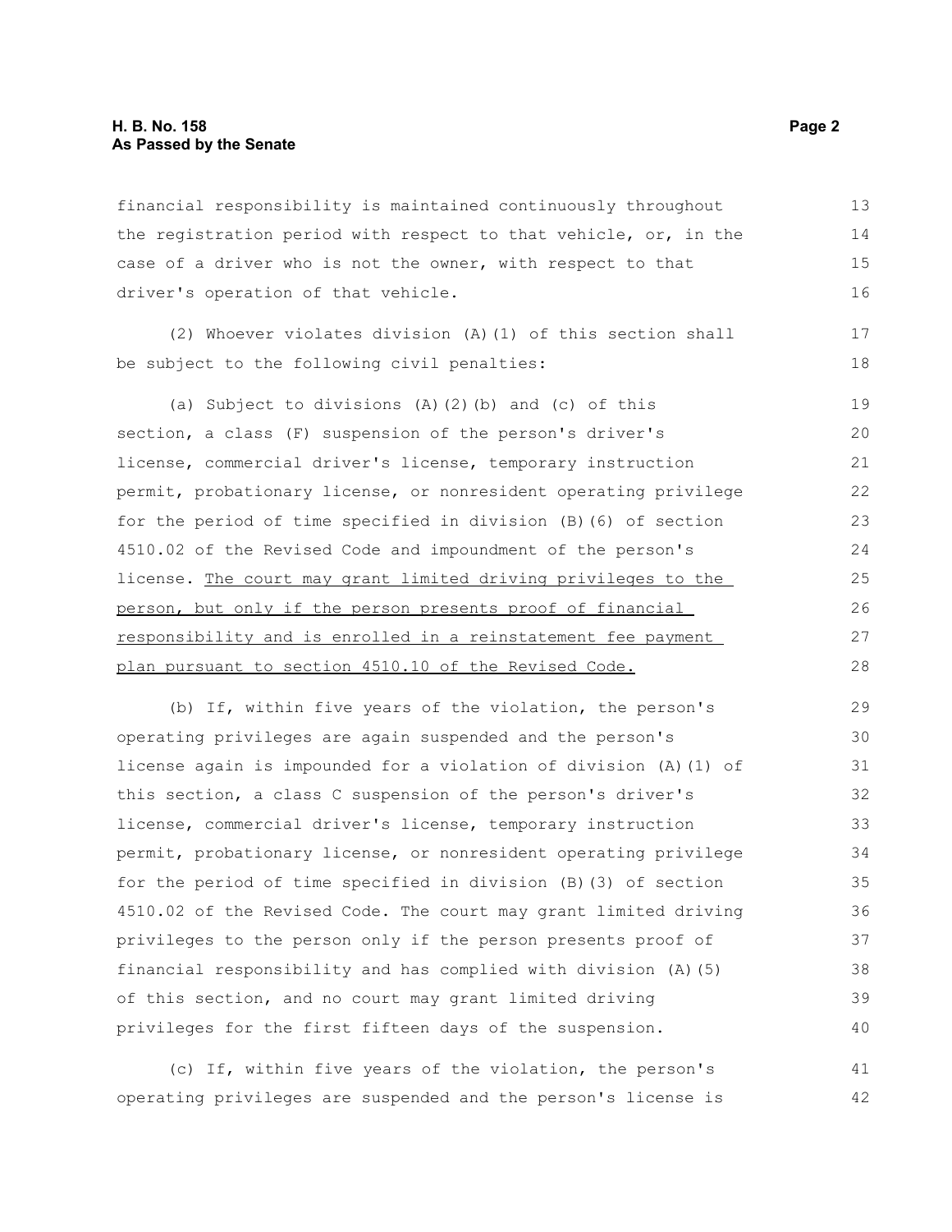financial responsibility is maintained continuously throughout the registration period with respect to that vehicle, or, in the case of a driver who is not the owner, with respect to that driver's operation of that vehicle.

(2) Whoever violates division (A)(1) of this section shall be subject to the following civil penalties:

(a) Subject to divisions (A)(2)(b) and (c) of this section, a class (F) suspension of the person's driver's license, commercial driver's license, temporary instruction permit, probationary license, or nonresident operating privilege for the period of time specified in division (B)(6) of section 4510.02 of the Revised Code and impoundment of the person's license. <u>The court may grant limited driving privileges to the person, but only if the person presents proof of financial responsibility and is enrolled in a reinstatement fee payment plan pursuant to section 4510.10 of the Revised Code.</u>

(b) If, within five years of the violation, the person's operating privileges are again suspended and the person's license again is impounded for a violation of division (A)(1) of this section, a class C suspension of the person's driver's license, commercial driver's license, temporary instruction permit, probationary license, or nonresident operating privilege for the period of time specified in division (B)(3) of section 4510.02 of the Revised Code. The court may grant limited driving privileges to the person only if the person presents proof of financial responsibility and has complied with division (A)(5) of this section, and no court may grant limited driving privileges for the first fifteen days of the suspension.

(c) If, within five years of the violation, the person's operating privileges are suspended and the person's license is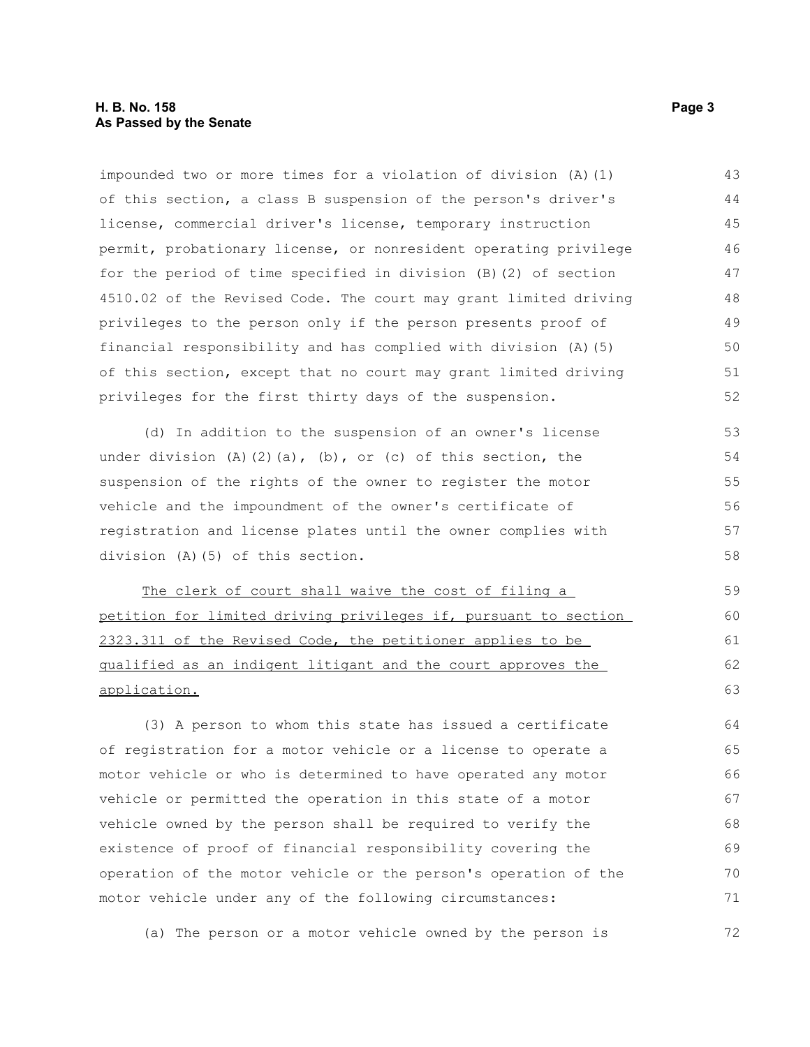impounded two or more times for a violation of division (A)(1) of this section, a class B suspension of the person's driver's license, commercial driver's license, temporary instruction permit, probationary license, or nonresident operating privilege for the period of time specified in division (B)(2) of section 4510.02 of the Revised Code. The court may grant limited driving privileges to the person only if the person presents proof of financial responsibility and has complied with division (A)(5) of this section, except that no court may grant limited driving privileges for the first thirty days of the suspension.

(d) In addition to the suspension of an owner's license under division (A)(2)(a), (b), or (c) of this section, the suspension of the rights of the owner to register the motor vehicle and the impoundment of the owner's certificate of registration and license plates until the owner complies with division (A)(5) of this section.

<u>The clerk of court shall waive the cost of filing a petition for limited driving privileges if, pursuant to section 2323.311 of the Revised Code, the petitioner applies to be qualified as an indigent litigant and the court approves the application.</u>

(3) A person to whom this state has issued a certificate of registration for a motor vehicle or a license to operate a motor vehicle or who is determined to have operated any motor vehicle or permitted the operation in this state of a motor vehicle owned by the person shall be required to verify the existence of proof of financial responsibility covering the operation of the motor vehicle or the person's operation of the motor vehicle under any of the following circumstances:

(a) The person or a motor vehicle owned by the person is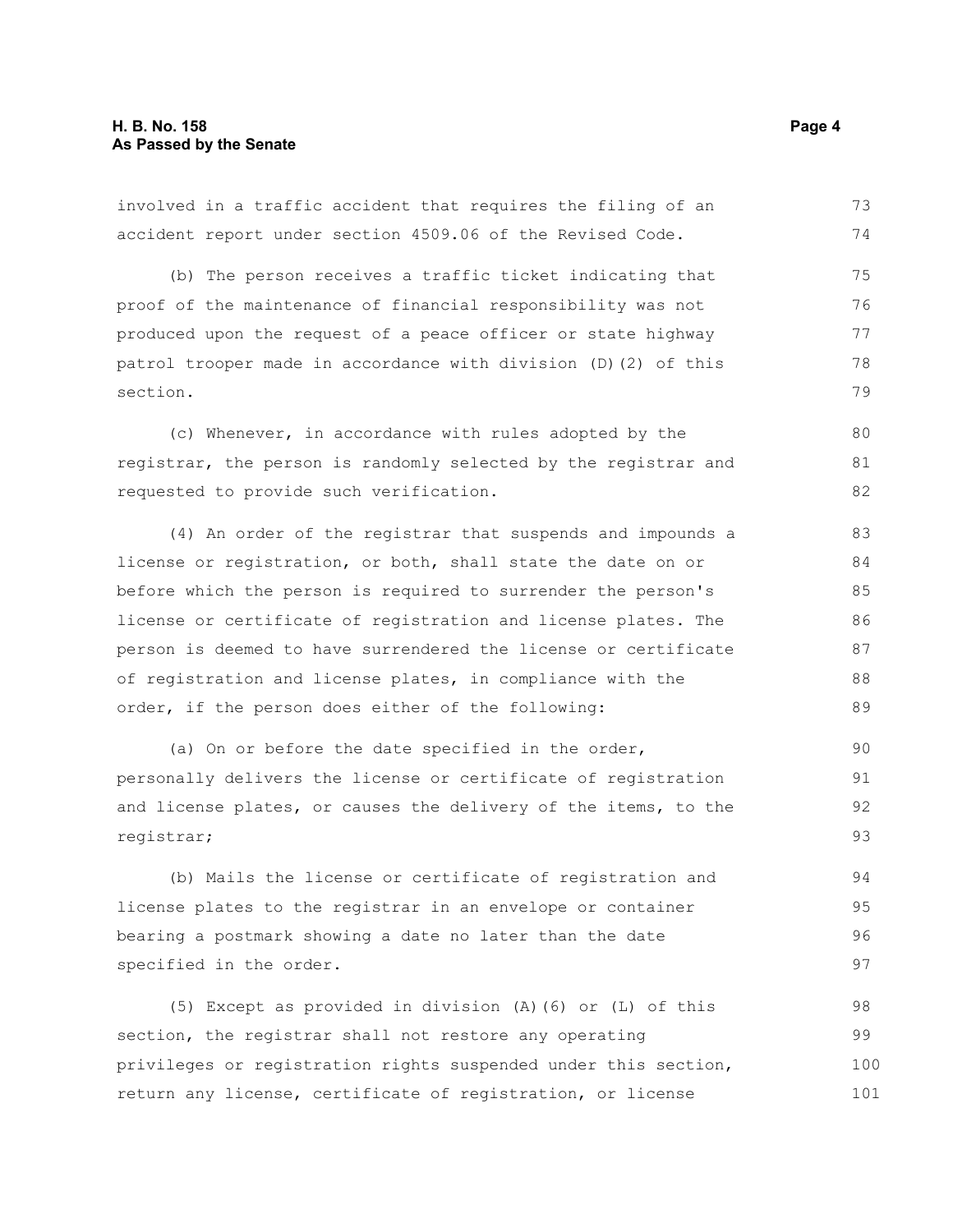involved in a traffic accident that requires the filing of an accident report under section 4509.06 of the Revised Code.

(b) The person receives a traffic ticket indicating that proof of the maintenance of financial responsibility was not produced upon the request of a peace officer or state highway patrol trooper made in accordance with division (D)(2) of this section.

(c) Whenever, in accordance with rules adopted by the registrar, the person is randomly selected by the registrar and requested to provide such verification.

(4) An order of the registrar that suspends and impounds a license or registration, or both, shall state the date on or before which the person is required to surrender the person's license or certificate of registration and license plates. The person is deemed to have surrendered the license or certificate of registration and license plates, in compliance with the order, if the person does either of the following:

(a) On or before the date specified in the order, personally delivers the license or certificate of registration and license plates, or causes the delivery of the items, to the registrar;

(b) Mails the license or certificate of registration and license plates to the registrar in an envelope or container bearing a postmark showing a date no later than the date specified in the order.

(5) Except as provided in division (A)(6) or (L) of this section, the registrar shall not restore any operating privileges or registration rights suspended under this section, return any license, certificate of registration, or license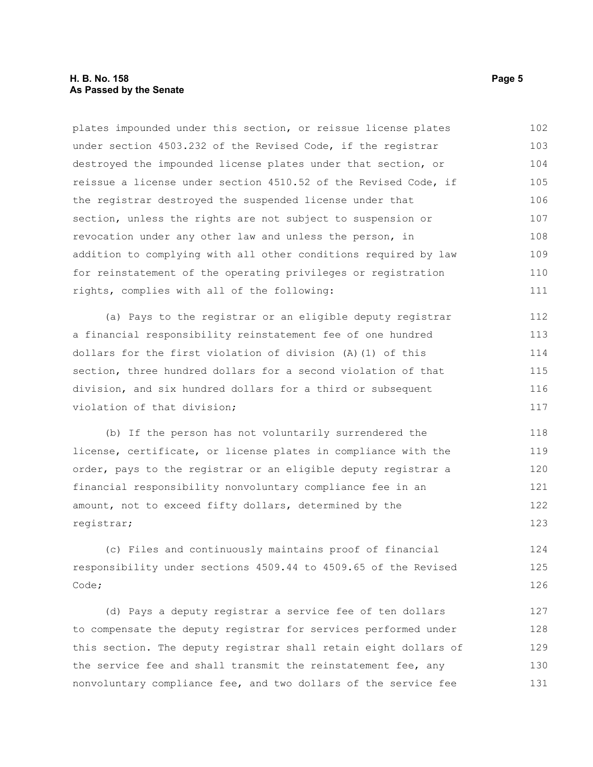plates impounded under this section, or reissue license plates under section 4503.232 of the Revised Code, if the registrar destroyed the impounded license plates under that section, or reissue a license under section 4510.52 of the Revised Code, if the registrar destroyed the suspended license under that section, unless the rights are not subject to suspension or revocation under any other law and unless the person, in addition to complying with all other conditions required by law for reinstatement of the operating privileges or registration rights, complies with all of the following:

(a) Pays to the registrar or an eligible deputy registrar a financial responsibility reinstatement fee of one hundred dollars for the first violation of division (A)(1) of this section, three hundred dollars for a second violation of that division, and six hundred dollars for a third or subsequent violation of that division;

(b) If the person has not voluntarily surrendered the license, certificate, or license plates in compliance with the order, pays to the registrar or an eligible deputy registrar a financial responsibility nonvoluntary compliance fee in an amount, not to exceed fifty dollars, determined by the registrar;

(c) Files and continuously maintains proof of financial responsibility under sections 4509.44 to 4509.65 of the Revised Code;

(d) Pays a deputy registrar a service fee of ten dollars to compensate the deputy registrar for services performed under this section. The deputy registrar shall retain eight dollars of the service fee and shall transmit the reinstatement fee, any nonvoluntary compliance fee, and two dollars of the service fee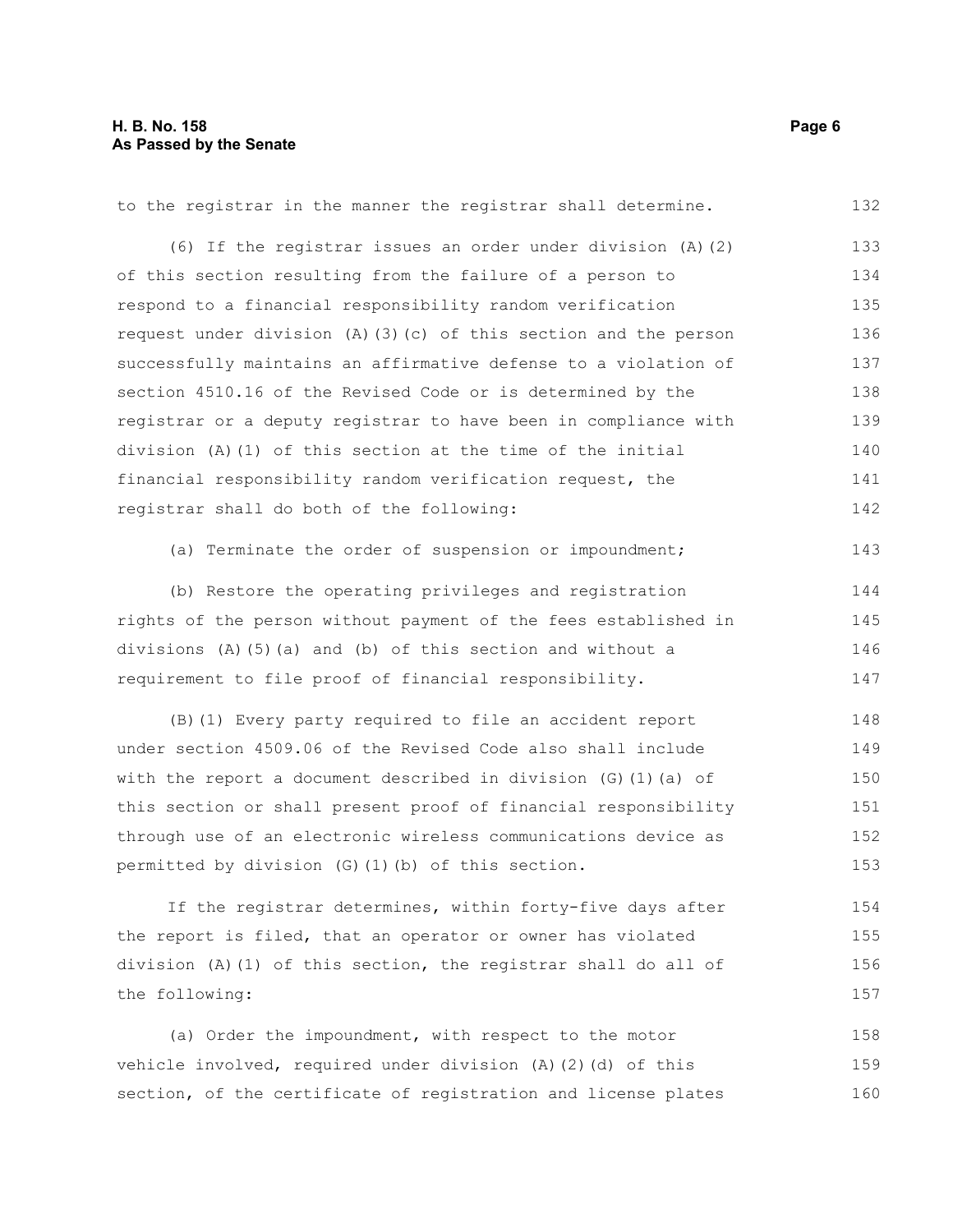to the registrar in the manner the registrar shall determine.

(6) If the registrar issues an order under division (A)(2) of this section resulting from the failure of a person to respond to a financial responsibility random verification request under division (A)(3)(c) of this section and the person successfully maintains an affirmative defense to a violation of section 4510.16 of the Revised Code or is determined by the registrar or a deputy registrar to have been in compliance with division (A)(1) of this section at the time of the initial financial responsibility random verification request, the registrar shall do both of the following:

(a) Terminate the order of suspension or impoundment;

(b) Restore the operating privileges and registration rights of the person without payment of the fees established in divisions (A)(5)(a) and (b) of this section and without a requirement to file proof of financial responsibility.

(B)(1) Every party required to file an accident report under section 4509.06 of the Revised Code also shall include with the report a document described in division (G)(1)(a) of this section or shall present proof of financial responsibility through use of an electronic wireless communications device as permitted by division (G)(1)(b) of this section.

If the registrar determines, within forty-five days after the report is filed, that an operator or owner has violated division (A)(1) of this section, the registrar shall do all of the following:

(a) Order the impoundment, with respect to the motor vehicle involved, required under division (A)(2)(d) of this section, of the certificate of registration and license plates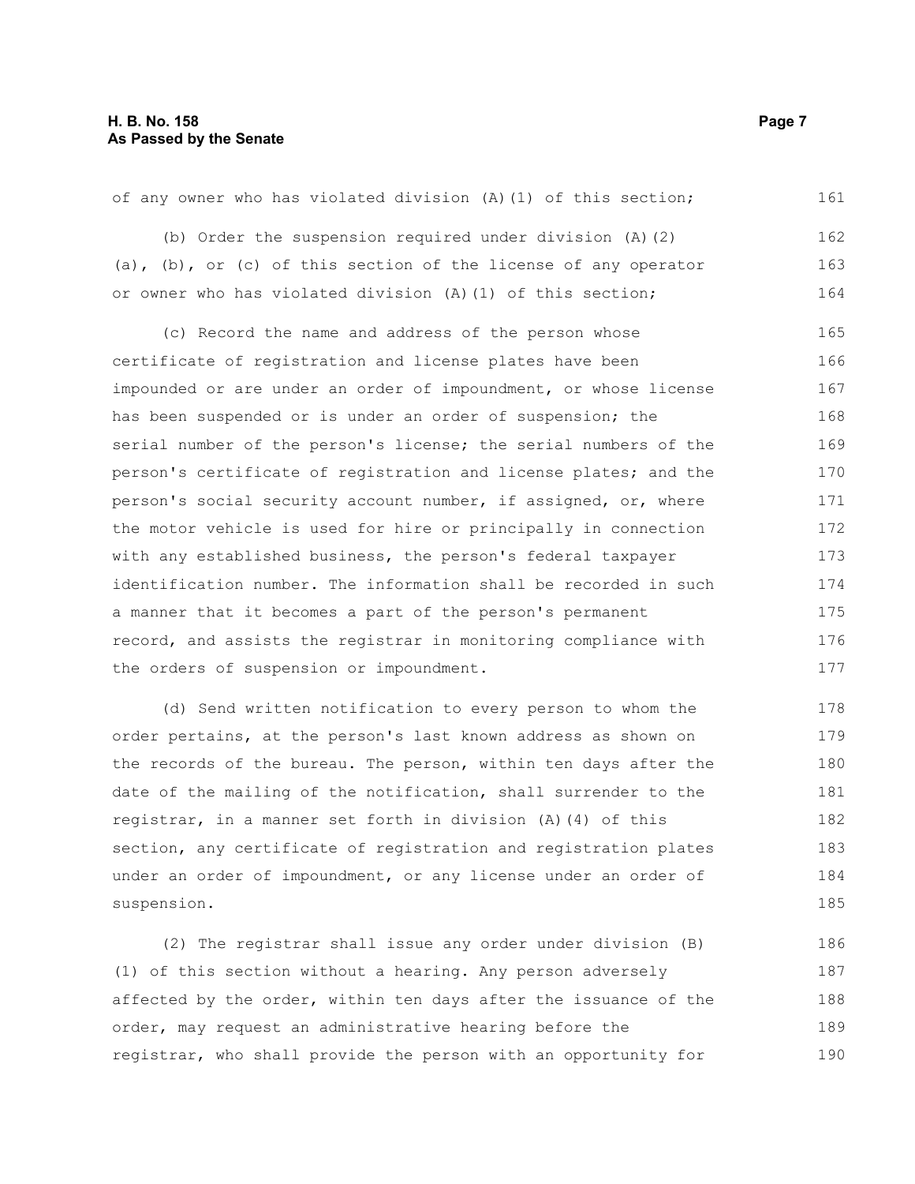of any owner who has violated division (A)(1) of this section;

(b) Order the suspension required under division (A)(2)(a), (b), or (c) of this section of the license of any operator or owner who has violated division (A)(1) of this section;

(c) Record the name and address of the person whose certificate of registration and license plates have been impounded or are under an order of impoundment, or whose license has been suspended or is under an order of suspension; the serial number of the person's license; the serial numbers of the person's certificate of registration and license plates; and the person's social security account number, if assigned, or, where the motor vehicle is used for hire or principally in connection with any established business, the person's federal taxpayer identification number. The information shall be recorded in such a manner that it becomes a part of the person's permanent record, and assists the registrar in monitoring compliance with the orders of suspension or impoundment.

(d) Send written notification to every person to whom the order pertains, at the person's last known address as shown on the records of the bureau. The person, within ten days after the date of the mailing of the notification, shall surrender to the registrar, in a manner set forth in division (A)(4) of this section, any certificate of registration and registration plates under an order of impoundment, or any license under an order of suspension.

(2) The registrar shall issue any order under division (B)(1) of this section without a hearing. Any person adversely affected by the order, within ten days after the issuance of the order, may request an administrative hearing before the registrar, who shall provide the person with an opportunity for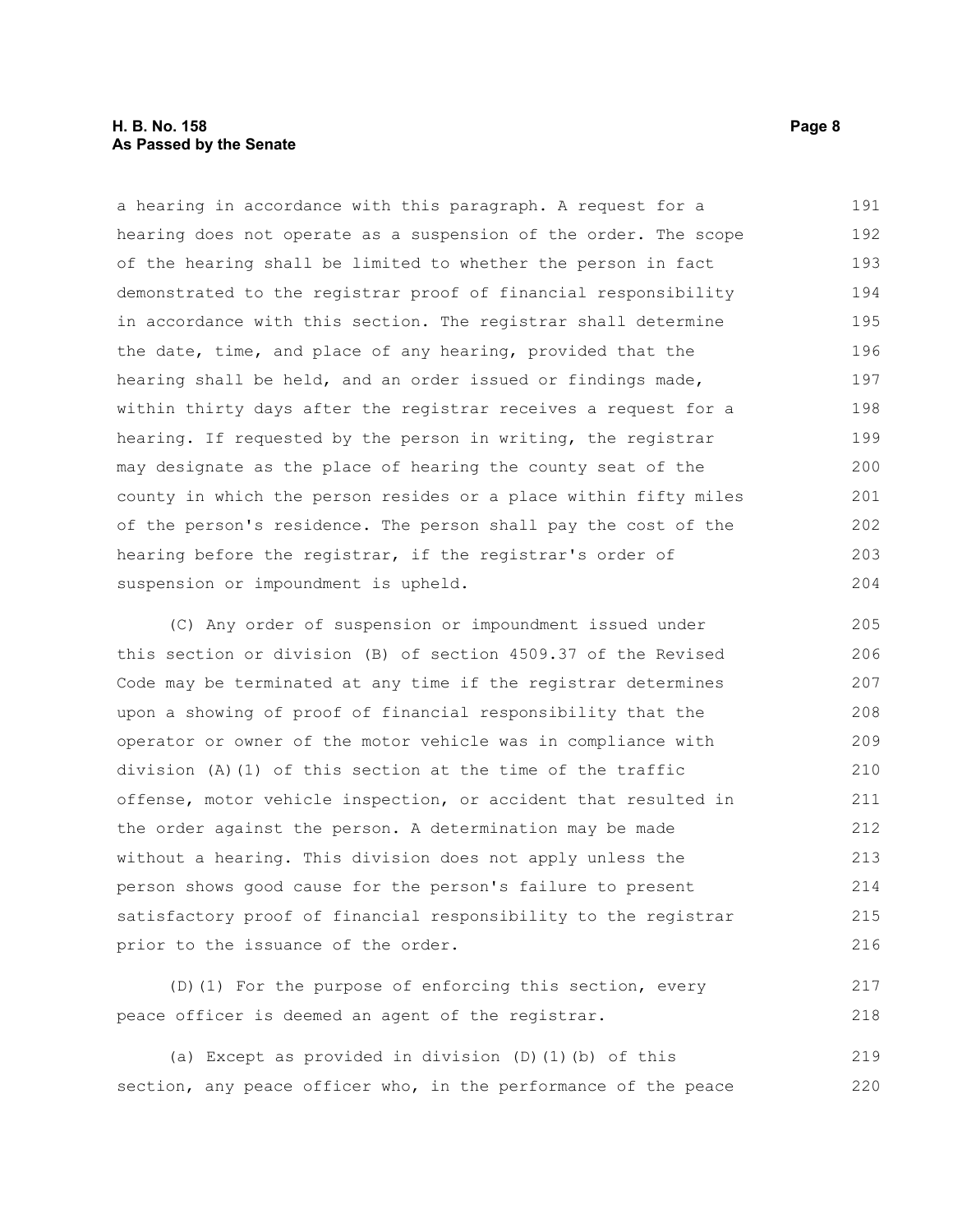a hearing in accordance with this paragraph. A request for a hearing does not operate as a suspension of the order. The scope of the hearing shall be limited to whether the person in fact demonstrated to the registrar proof of financial responsibility in accordance with this section. The registrar shall determine the date, time, and place of any hearing, provided that the hearing shall be held, and an order issued or findings made, within thirty days after the registrar receives a request for a hearing. If requested by the person in writing, the registrar may designate as the place of hearing the county seat of the county in which the person resides or a place within fifty miles of the person's residence. The person shall pay the cost of the hearing before the registrar, if the registrar's order of suspension or impoundment is upheld.

(C) Any order of suspension or impoundment issued under this section or division (B) of section 4509.37 of the Revised Code may be terminated at any time if the registrar determines upon a showing of proof of financial responsibility that the operator or owner of the motor vehicle was in compliance with division (A)(1) of this section at the time of the traffic offense, motor vehicle inspection, or accident that resulted in the order against the person. A determination may be made without a hearing. This division does not apply unless the person shows good cause for the person's failure to present satisfactory proof of financial responsibility to the registrar prior to the issuance of the order.

(D)(1) For the purpose of enforcing this section, every peace officer is deemed an agent of the registrar.

(a) Except as provided in division (D)(1)(b) of this section, any peace officer who, in the performance of the peace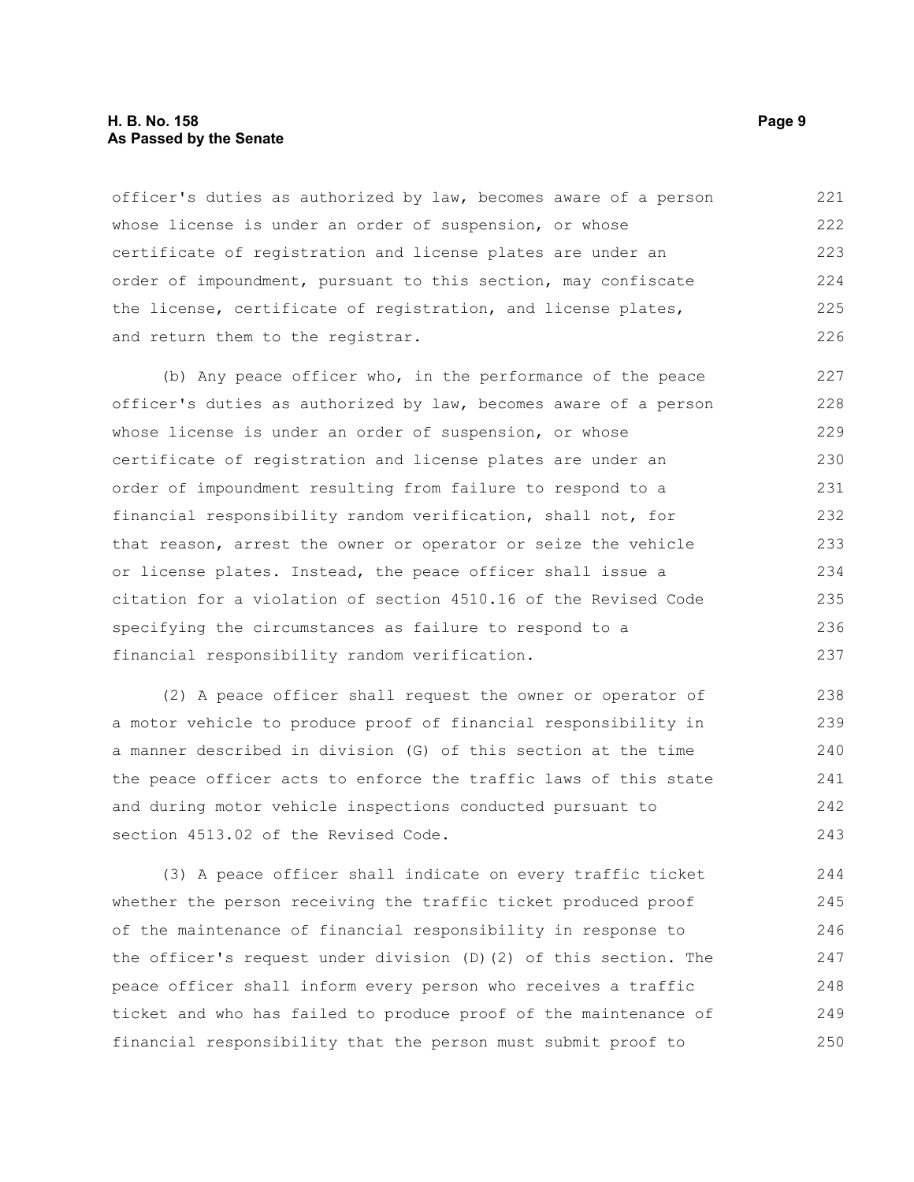officer's duties as authorized by law, becomes aware of a person whose license is under an order of suspension, or whose certificate of registration and license plates are under an order of impoundment, pursuant to this section, may confiscate the license, certificate of registration, and license plates, and return them to the registrar.

(b) Any peace officer who, in the performance of the peace officer's duties as authorized by law, becomes aware of a person whose license is under an order of suspension, or whose certificate of registration and license plates are under an order of impoundment resulting from failure to respond to a financial responsibility random verification, shall not, for that reason, arrest the owner or operator or seize the vehicle or license plates. Instead, the peace officer shall issue a citation for a violation of section 4510.16 of the Revised Code specifying the circumstances as failure to respond to a financial responsibility random verification.

(2) A peace officer shall request the owner or operator of a motor vehicle to produce proof of financial responsibility in a manner described in division (G) of this section at the time the peace officer acts to enforce the traffic laws of this state and during motor vehicle inspections conducted pursuant to section 4513.02 of the Revised Code.

(3) A peace officer shall indicate on every traffic ticket whether the person receiving the traffic ticket produced proof of the maintenance of financial responsibility in response to the officer's request under division (D)(2) of this section. The peace officer shall inform every person who receives a traffic ticket and who has failed to produce proof of the maintenance of financial responsibility that the person must submit proof to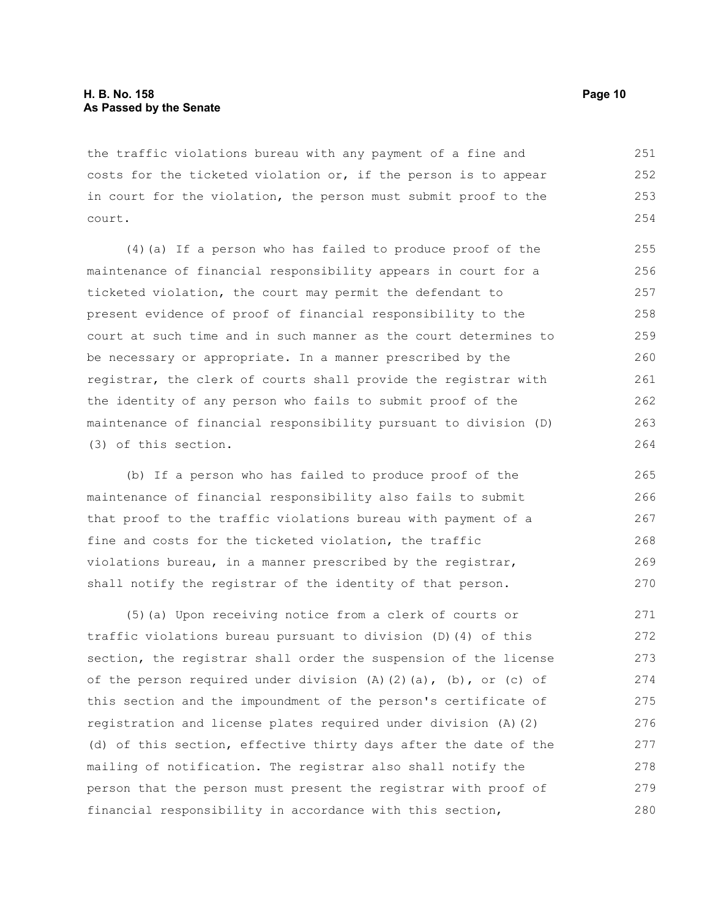the traffic violations bureau with any payment of a fine and costs for the ticketed violation or, if the person is to appear in court for the violation, the person must submit proof to the court.

(4)(a) If a person who has failed to produce proof of the maintenance of financial responsibility appears in court for a ticketed violation, the court may permit the defendant to present evidence of proof of financial responsibility to the court at such time and in such manner as the court determines to be necessary or appropriate. In a manner prescribed by the registrar, the clerk of courts shall provide the registrar with the identity of any person who fails to submit proof of the maintenance of financial responsibility pursuant to division (D)(3) of this section.

(b) If a person who has failed to produce proof of the maintenance of financial responsibility also fails to submit that proof to the traffic violations bureau with payment of a fine and costs for the ticketed violation, the traffic violations bureau, in a manner prescribed by the registrar, shall notify the registrar of the identity of that person.

(5)(a) Upon receiving notice from a clerk of courts or traffic violations bureau pursuant to division (D)(4) of this section, the registrar shall order the suspension of the license of the person required under division (A)(2)(a), (b), or (c) of this section and the impoundment of the person's certificate of registration and license plates required under division (A)(2)(d) of this section, effective thirty days after the date of the mailing of notification. The registrar also shall notify the person that the person must present the registrar with proof of financial responsibility in accordance with this section,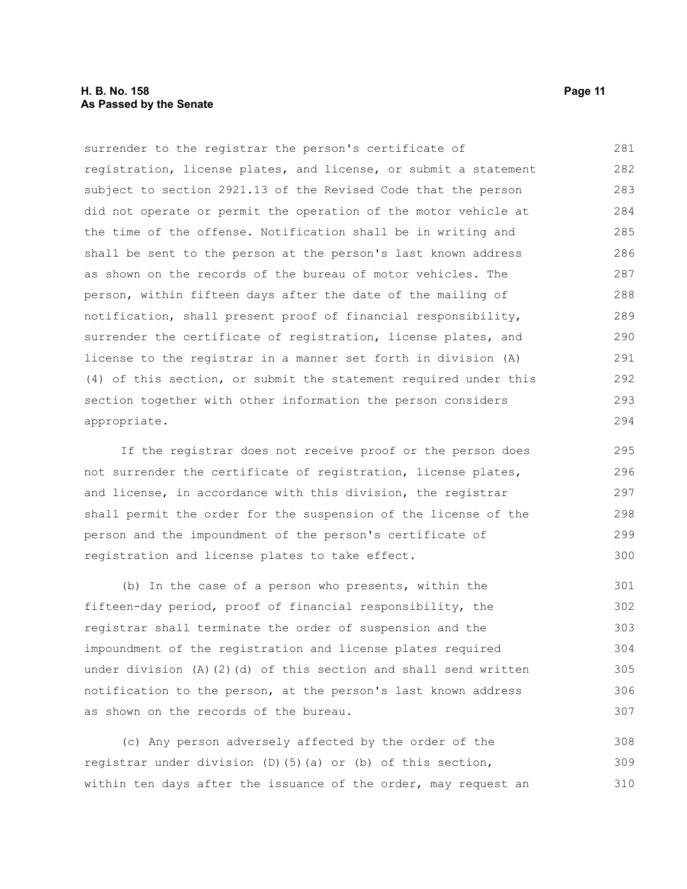surrender to the registrar the person's certificate of registration, license plates, and license, or submit a statement subject to section 2921.13 of the Revised Code that the person did not operate or permit the operation of the motor vehicle at the time of the offense. Notification shall be in writing and shall be sent to the person at the person's last known address as shown on the records of the bureau of motor vehicles. The person, within fifteen days after the date of the mailing of notification, shall present proof of financial responsibility, surrender the certificate of registration, license plates, and license to the registrar in a manner set forth in division (A)(4) of this section, or submit the statement required under this section together with other information the person considers appropriate.

If the registrar does not receive proof or the person does not surrender the certificate of registration, license plates, and license, in accordance with this division, the registrar shall permit the order for the suspension of the license of the person and the impoundment of the person's certificate of registration and license plates to take effect.

(b) In the case of a person who presents, within the fifteen-day period, proof of financial responsibility, the registrar shall terminate the order of suspension and the impoundment of the registration and license plates required under division (A)(2)(d) of this section and shall send written notification to the person, at the person's last known address as shown on the records of the bureau.

(c) Any person adversely affected by the order of the registrar under division (D)(5)(a) or (b) of this section, within ten days after the issuance of the order, may request an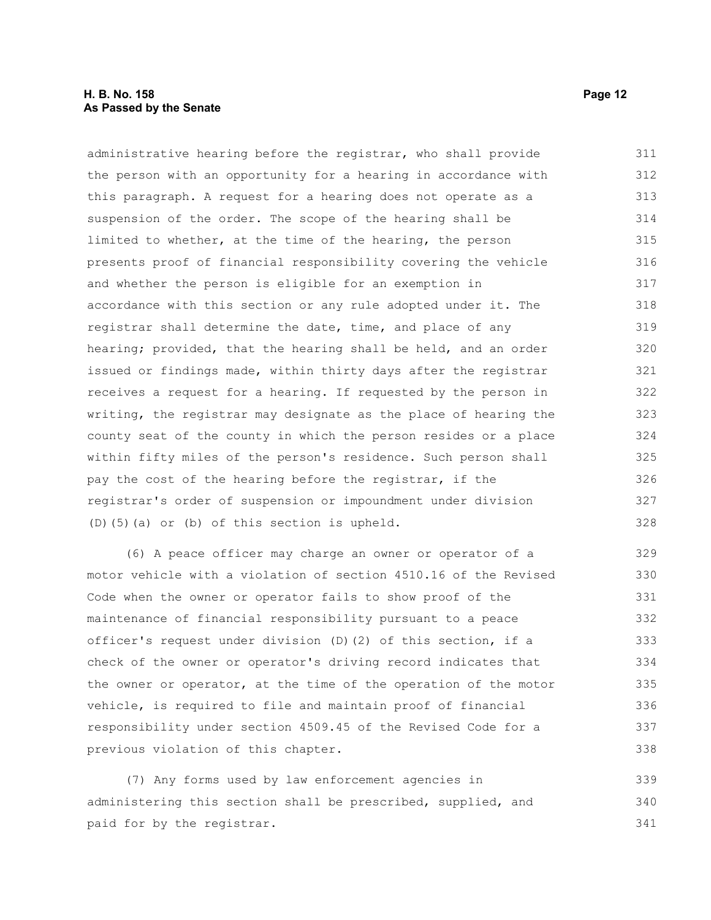administrative hearing before the registrar, who shall provide the person with an opportunity for a hearing in accordance with this paragraph. A request for a hearing does not operate as a suspension of the order. The scope of the hearing shall be limited to whether, at the time of the hearing, the person presents proof of financial responsibility covering the vehicle and whether the person is eligible for an exemption in accordance with this section or any rule adopted under it. The registrar shall determine the date, time, and place of any hearing; provided, that the hearing shall be held, and an order issued or findings made, within thirty days after the registrar receives a request for a hearing. If requested by the person in writing, the registrar may designate as the place of hearing the county seat of the county in which the person resides or a place within fifty miles of the person's residence. Such person shall pay the cost of the hearing before the registrar, if the registrar's order of suspension or impoundment under division (D)(5)(a) or (b) of this section is upheld.

(6) A peace officer may charge an owner or operator of a motor vehicle with a violation of section 4510.16 of the Revised Code when the owner or operator fails to show proof of the maintenance of financial responsibility pursuant to a peace officer's request under division (D)(2) of this section, if a check of the owner or operator's driving record indicates that the owner or operator, at the time of the operation of the motor vehicle, is required to file and maintain proof of financial responsibility under section 4509.45 of the Revised Code for a previous violation of this chapter.

(7) Any forms used by law enforcement agencies in administering this section shall be prescribed, supplied, and paid for by the registrar.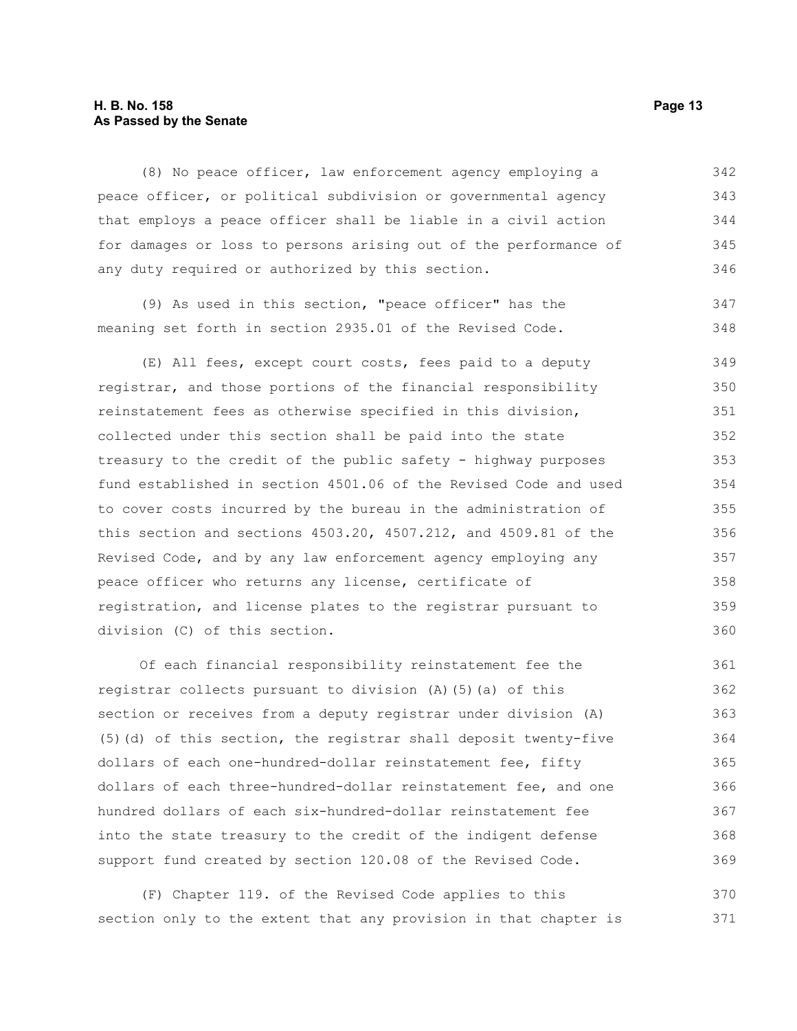(8) No peace officer, law enforcement agency employing a peace officer, or political subdivision or governmental agency that employs a peace officer shall be liable in a civil action for damages or loss to persons arising out of the performance of any duty required or authorized by this section.

(9) As used in this section, "peace officer" has the meaning set forth in section 2935.01 of the Revised Code.

(E) All fees, except court costs, fees paid to a deputy registrar, and those portions of the financial responsibility reinstatement fees as otherwise specified in this division, collected under this section shall be paid into the state treasury to the credit of the public safety - highway purposes fund established in section 4501.06 of the Revised Code and used to cover costs incurred by the bureau in the administration of this section and sections 4503.20, 4507.212, and 4509.81 of the Revised Code, and by any law enforcement agency employing any peace officer who returns any license, certificate of registration, and license plates to the registrar pursuant to division (C) of this section.

Of each financial responsibility reinstatement fee the registrar collects pursuant to division (A)(5)(a) of this section or receives from a deputy registrar under division (A)(5)(d) of this section, the registrar shall deposit twenty-five dollars of each one-hundred-dollar reinstatement fee, fifty dollars of each three-hundred-dollar reinstatement fee, and one hundred dollars of each six-hundred-dollar reinstatement fee into the state treasury to the credit of the indigent defense support fund created by section 120.08 of the Revised Code.

(F) Chapter 119. of the Revised Code applies to this section only to the extent that any provision in that chapter is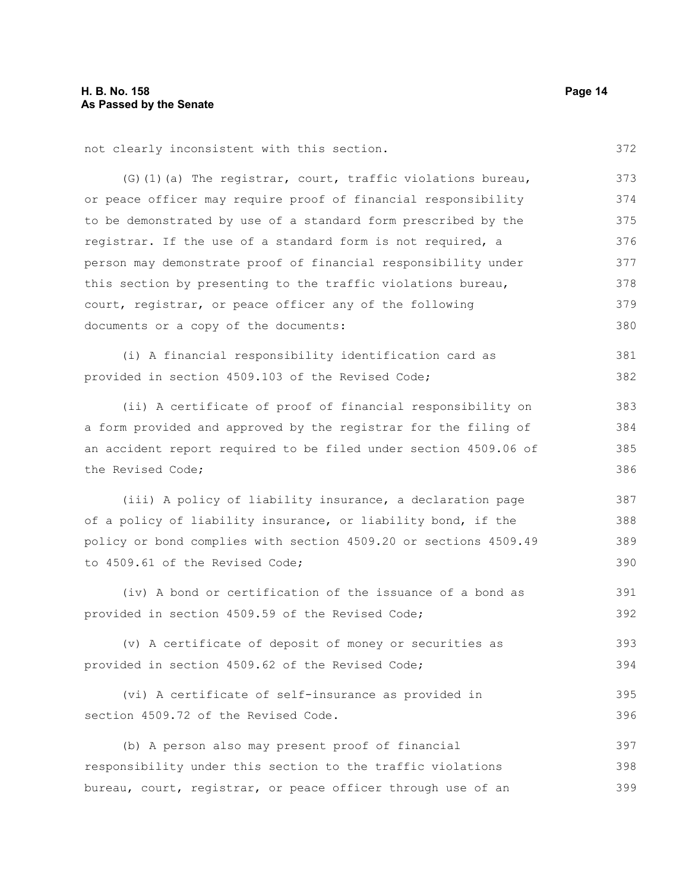not clearly inconsistent with this section.

(G)(1)(a) The registrar, court, traffic violations bureau, or peace officer may require proof of financial responsibility to be demonstrated by use of a standard form prescribed by the registrar. If the use of a standard form is not required, a person may demonstrate proof of financial responsibility under this section by presenting to the traffic violations bureau, court, registrar, or peace officer any of the following documents or a copy of the documents:

(i) A financial responsibility identification card as provided in section 4509.103 of the Revised Code;

(ii) A certificate of proof of financial responsibility on a form provided and approved by the registrar for the filing of an accident report required to be filed under section 4509.06 of the Revised Code;

(iii) A policy of liability insurance, a declaration page of a policy of liability insurance, or liability bond, if the policy or bond complies with section 4509.20 or sections 4509.49 to 4509.61 of the Revised Code;

(iv) A bond or certification of the issuance of a bond as provided in section 4509.59 of the Revised Code;

(v) A certificate of deposit of money or securities as provided in section 4509.62 of the Revised Code;

(vi) A certificate of self-insurance as provided in section 4509.72 of the Revised Code.

(b) A person also may present proof of financial responsibility under this section to the traffic violations bureau, court, registrar, or peace officer through use of an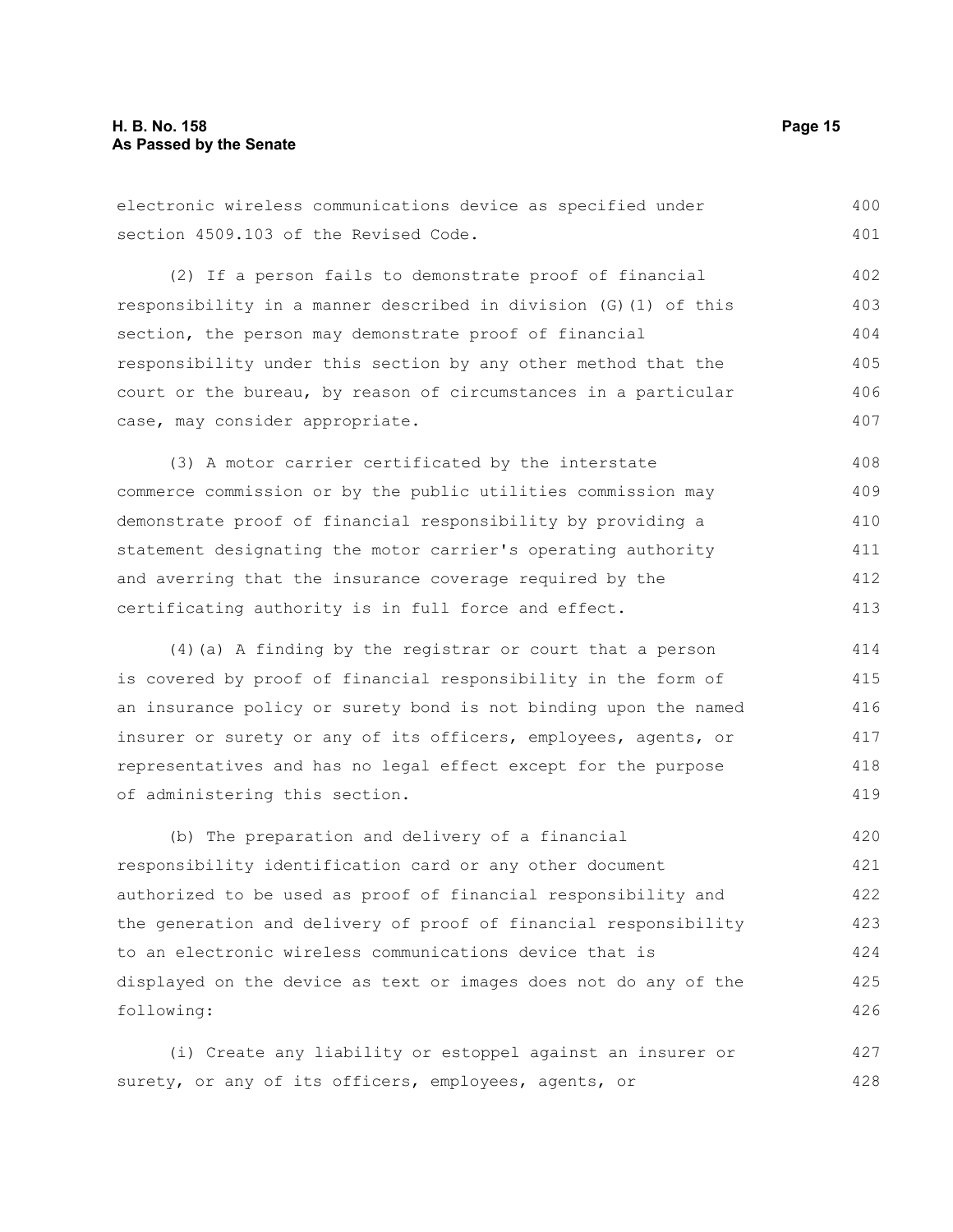electronic wireless communications device as specified under section 4509.103 of the Revised Code.

(2) If a person fails to demonstrate proof of financial responsibility in a manner described in division (G)(1) of this section, the person may demonstrate proof of financial responsibility under this section by any other method that the court or the bureau, by reason of circumstances in a particular case, may consider appropriate.

(3) A motor carrier certificated by the interstate commerce commission or by the public utilities commission may demonstrate proof of financial responsibility by providing a statement designating the motor carrier's operating authority and averring that the insurance coverage required by the certificating authority is in full force and effect.

(4)(a) A finding by the registrar or court that a person is covered by proof of financial responsibility in the form of an insurance policy or surety bond is not binding upon the named insurer or surety or any of its officers, employees, agents, or representatives and has no legal effect except for the purpose of administering this section.

(b) The preparation and delivery of a financial responsibility identification card or any other document authorized to be used as proof of financial responsibility and the generation and delivery of proof of financial responsibility to an electronic wireless communications device that is displayed on the device as text or images does not do any of the following:

(i) Create any liability or estoppel against an insurer or surety, or any of its officers, employees, agents, or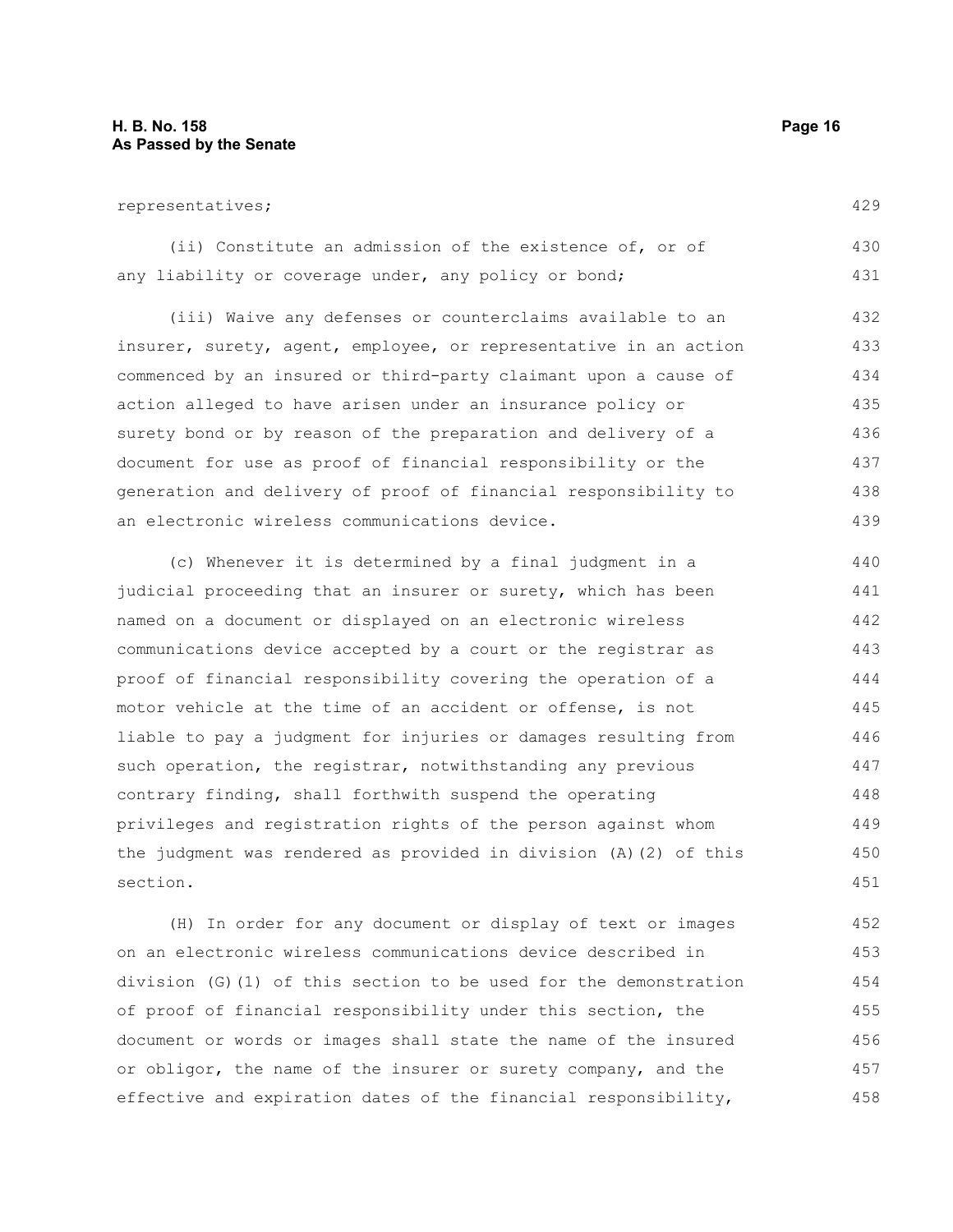representatives;

(ii) Constitute an admission of the existence of, or of any liability or coverage under, any policy or bond;

(iii) Waive any defenses or counterclaims available to an insurer, surety, agent, employee, or representative in an action commenced by an insured or third-party claimant upon a cause of action alleged to have arisen under an insurance policy or surety bond or by reason of the preparation and delivery of a document for use as proof of financial responsibility or the generation and delivery of proof of financial responsibility to an electronic wireless communications device.

(c) Whenever it is determined by a final judgment in a judicial proceeding that an insurer or surety, which has been named on a document or displayed on an electronic wireless communications device accepted by a court or the registrar as proof of financial responsibility covering the operation of a motor vehicle at the time of an accident or offense, is not liable to pay a judgment for injuries or damages resulting from such operation, the registrar, notwithstanding any previous contrary finding, shall forthwith suspend the operating privileges and registration rights of the person against whom the judgment was rendered as provided in division (A)(2) of this section.

(H) In order for any document or display of text or images on an electronic wireless communications device described in division (G)(1) of this section to be used for the demonstration of proof of financial responsibility under this section, the document or words or images shall state the name of the insured or obligor, the name of the insurer or surety company, and the effective and expiration dates of the financial responsibility,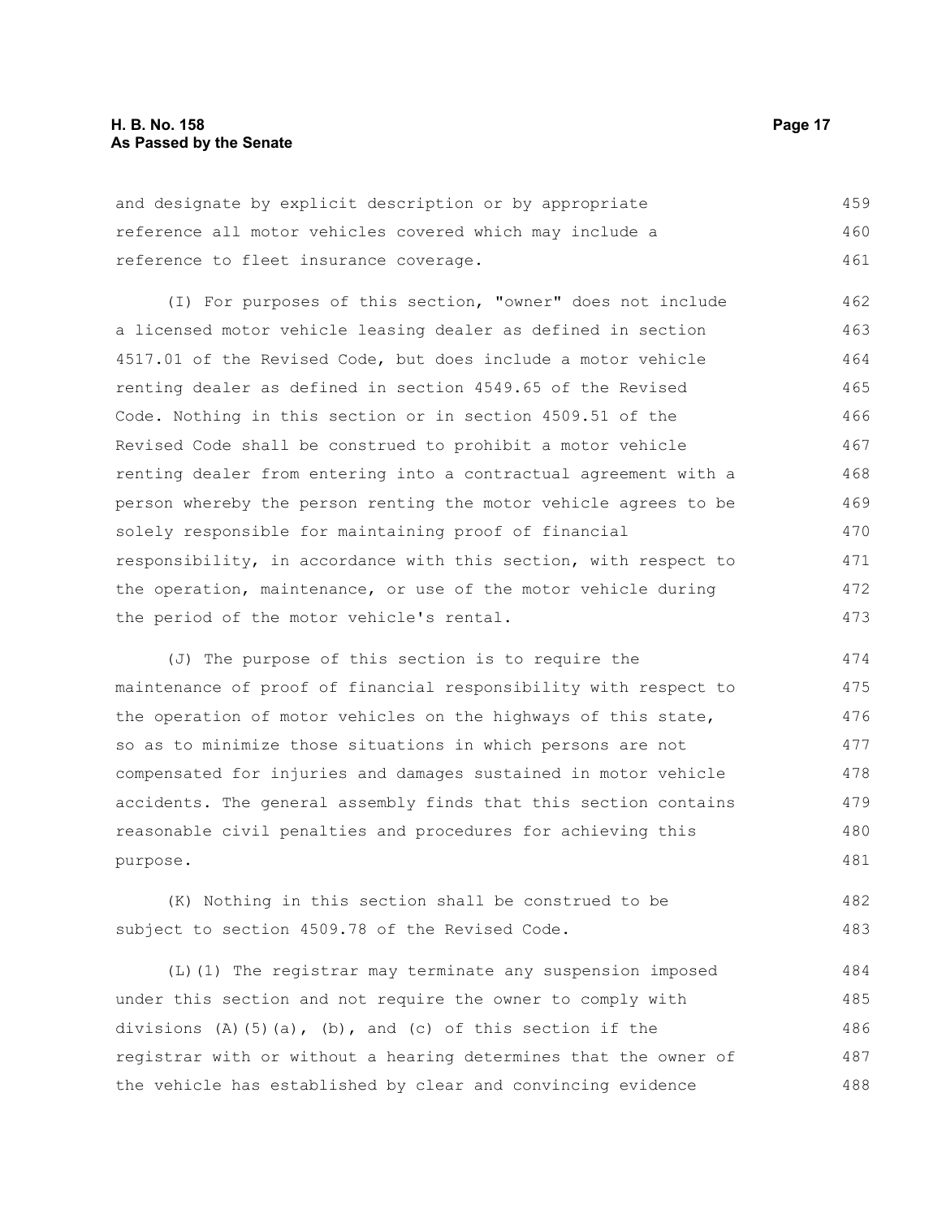and designate by explicit description or by appropriate reference all motor vehicles covered which may include a reference to fleet insurance coverage.

(I) For purposes of this section, "owner" does not include a licensed motor vehicle leasing dealer as defined in section 4517.01 of the Revised Code, but does include a motor vehicle renting dealer as defined in section 4549.65 of the Revised Code. Nothing in this section or in section 4509.51 of the Revised Code shall be construed to prohibit a motor vehicle renting dealer from entering into a contractual agreement with a person whereby the person renting the motor vehicle agrees to be solely responsible for maintaining proof of financial responsibility, in accordance with this section, with respect to the operation, maintenance, or use of the motor vehicle during the period of the motor vehicle's rental.

(J) The purpose of this section is to require the maintenance of proof of financial responsibility with respect to the operation of motor vehicles on the highways of this state, so as to minimize those situations in which persons are not compensated for injuries and damages sustained in motor vehicle accidents. The general assembly finds that this section contains reasonable civil penalties and procedures for achieving this purpose.

(K) Nothing in this section shall be construed to be subject to section 4509.78 of the Revised Code.

(L)(1) The registrar may terminate any suspension imposed under this section and not require the owner to comply with divisions (A)(5)(a), (b), and (c) of this section if the registrar with or without a hearing determines that the owner of the vehicle has established by clear and convincing evidence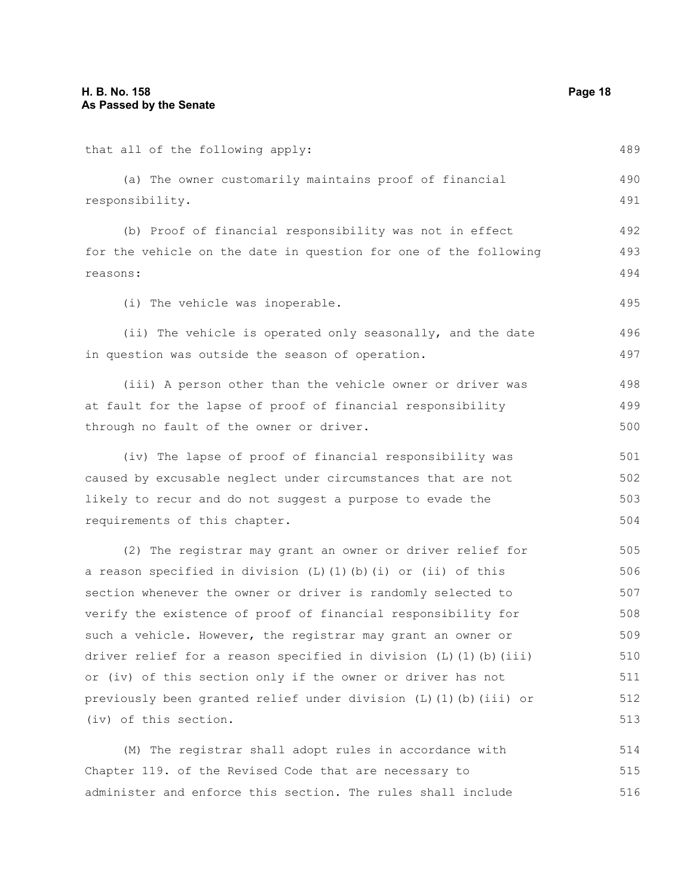that all of the following apply:

(a) The owner customarily maintains proof of financial responsibility.

(b) Proof of financial responsibility was not in effect for the vehicle on the date in question for one of the following reasons:

(i) The vehicle was inoperable.

(ii) The vehicle is operated only seasonally, and the date in question was outside the season of operation.

(iii) A person other than the vehicle owner or driver was at fault for the lapse of proof of financial responsibility through no fault of the owner or driver.

(iv) The lapse of proof of financial responsibility was caused by excusable neglect under circumstances that are not likely to recur and do not suggest a purpose to evade the requirements of this chapter.

(2) The registrar may grant an owner or driver relief for a reason specified in division (L)(1)(b)(i) or (ii) of this section whenever the owner or driver is randomly selected to verify the existence of proof of financial responsibility for such a vehicle. However, the registrar may grant an owner or driver relief for a reason specified in division (L)(1)(b)(iii) or (iv) of this section only if the owner or driver has not previously been granted relief under division (L)(1)(b)(iii) or (iv) of this section.

(M) The registrar shall adopt rules in accordance with Chapter 119. of the Revised Code that are necessary to administer and enforce this section. The rules shall include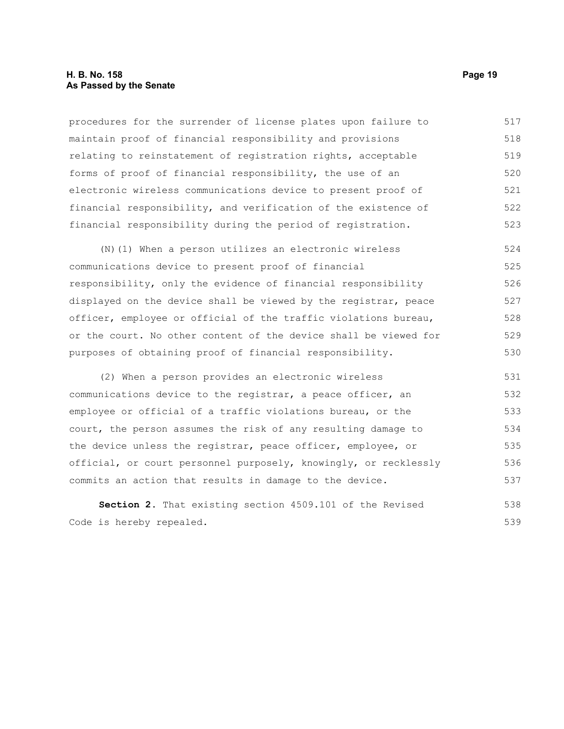procedures for the surrender of license plates upon failure to maintain proof of financial responsibility and provisions relating to reinstatement of registration rights, acceptable forms of proof of financial responsibility, the use of an electronic wireless communications device to present proof of financial responsibility, and verification of the existence of financial responsibility during the period of registration.

(N)(1) When a person utilizes an electronic wireless communications device to present proof of financial responsibility, only the evidence of financial responsibility displayed on the device shall be viewed by the registrar, peace officer, employee or official of the traffic violations bureau, or the court. No other content of the device shall be viewed for purposes of obtaining proof of financial responsibility.

(2) When a person provides an electronic wireless communications device to the registrar, a peace officer, an employee or official of a traffic violations bureau, or the court, the person assumes the risk of any resulting damage to the device unless the registrar, peace officer, employee, or official, or court personnel purposely, knowingly, or recklessly commits an action that results in damage to the device.

**Section 2.** That existing section 4509.101 of the Revised Code is hereby repealed.